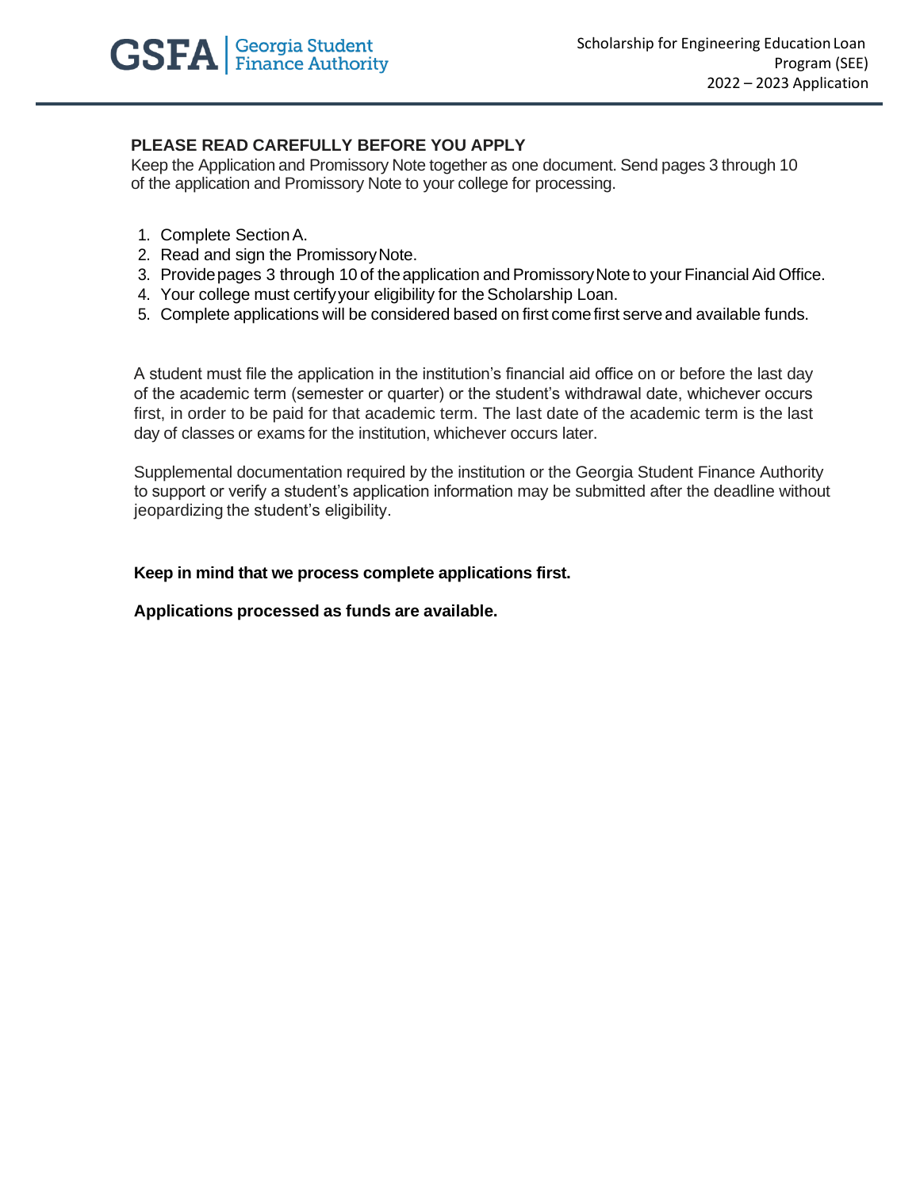GSFA | Georgia Student Finance Authority

Scholarship for Engineering Education Loan Program (SEE)
2022 – 2023 Application

### PLEASE READ CAREFULLY BEFORE YOU APPLY

Keep the Application and Promissory Note together as one document. Send pages 3 through 10 of the application and Promissory Note to your college for processing.

1. Complete Section A.
2. Read and sign the Promissory Note.
3. Provide pages 3 through 10 of the application and Promissory Note to your Financial Aid Office.
4. Your college must certify your eligibility for the Scholarship Loan.
5. Complete applications will be considered based on first come first serve and available funds.

A student must file the application in the institution's financial aid office on or before the last day of the academic term (semester or quarter) or the student's withdrawal date, whichever occurs first, in order to be paid for that academic term. The last date of the academic term is the last day of classes or exams for the institution, whichever occurs later.

Supplemental documentation required by the institution or the Georgia Student Finance Authority to support or verify a student's application information may be submitted after the deadline without jeopardizing the student's eligibility.

**Keep in mind that we process complete applications first.**

**Applications processed as funds are available.**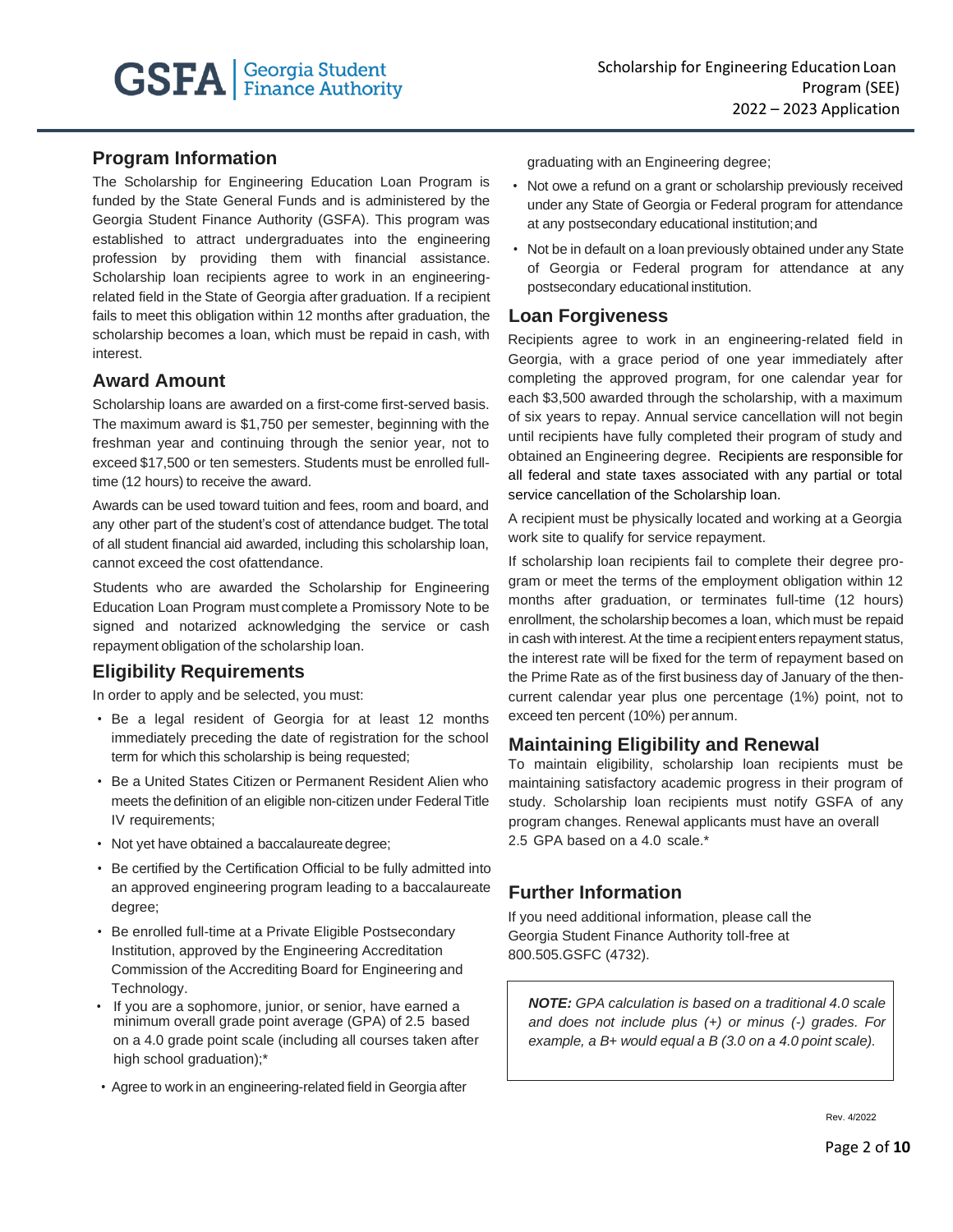## Program Information

The Scholarship for Engineering Education Loan Program is funded by the State General Funds and is administered by the Georgia Student Finance Authority (GSFA). This program was established to attract undergraduates into the engineering profession by providing them with financial assistance. Scholarship loan recipients agree to work in an engineering-related field in the State of Georgia after graduation. If a recipient fails to meet this obligation within 12 months after graduation, the scholarship becomes a loan, which must be repaid in cash, with interest.

## Award Amount

Scholarship loans are awarded on a first-come first-served basis. The maximum award is $1,750 per semester, beginning with the freshman year and continuing through the senior year, not to exceed $17,500 or ten semesters. Students must be enrolled full-time (12 hours) to receive the award.

Awards can be used toward tuition and fees, room and board, and any other part of the student's cost of attendance budget. The total of all student financial aid awarded, including this scholarship loan, cannot exceed the cost ofattendance.

Students who are awarded the Scholarship for Engineering Education Loan Program must complete a Promissory Note to be signed and notarized acknowledging the service or cash repayment obligation of the scholarship loan.

## Eligibility Requirements

In order to apply and be selected, you must:

- Be a legal resident of Georgia for at least 12 months immediately preceding the date of registration for the school term for which this scholarship is being requested;
- Be a United States Citizen or Permanent Resident Alien who meets the definition of an eligible non-citizen under Federal Title IV requirements;
- Not yet have obtained a baccalaureate degree;
- Be certified by the Certification Official to be fully admitted into an approved engineering program leading to a baccalaureate degree;
- Be enrolled full-time at a Private Eligible Postsecondary Institution, approved by the Engineering Accreditation Commission of the Accrediting Board for Engineering and Technology.
- If you are a sophomore, junior, or senior, have earned a minimum overall grade point average (GPA) of 2.5 based on a 4.0 grade point scale (including all courses taken after high school graduation);*
- Agree to work in an engineering-related field in Georgia after graduating with an Engineering degree;
- Not owe a refund on a grant or scholarship previously received under any State of Georgia or Federal program for attendance at any postsecondary educational institution; and
- Not be in default on a loan previously obtained under any State of Georgia or Federal program for attendance at any postsecondary educational institution.

## Loan Forgiveness

Recipients agree to work in an engineering-related field in Georgia, with a grace period of one year immediately after completing the approved program, for one calendar year for each $3,500 awarded through the scholarship, with a maximum of six years to repay. Annual service cancellation will not begin until recipients have fully completed their program of study and obtained an Engineering degree. Recipients are responsible for all federal and state taxes associated with any partial or total service cancellation of the Scholarship loan.

A recipient must be physically located and working at a Georgia work site to qualify for service repayment.

If scholarship loan recipients fail to complete their degree program or meet the terms of the employment obligation within 12 months after graduation, or terminates full-time (12 hours) enrollment, the scholarship becomes a loan, which must be repaid in cash with interest. At the time a recipient enters repayment status, the interest rate will be fixed for the term of repayment based on the Prime Rate as of the first business day of January of the then-current calendar year plus one percentage (1%) point, not to exceed ten percent (10%) per annum.

## Maintaining Eligibility and Renewal

To maintain eligibility, scholarship loan recipients must be maintaining satisfactory academic progress in their program of study. Scholarship loan recipients must notify GSFA of any program changes. Renewal applicants must have an overall 2.5 GPA based on a 4.0 scale.*

## Further Information

If you need additional information, please call the Georgia Student Finance Authority toll-free at 800.505.GSFC (4732).

***NOTE:*** *GPA calculation is based on a traditional 4.0 scale and does not include plus (+) or minus (-) grades. For example, a B+ would equal a B (3.0 on a 4.0 point scale).*

Rev. 4/2022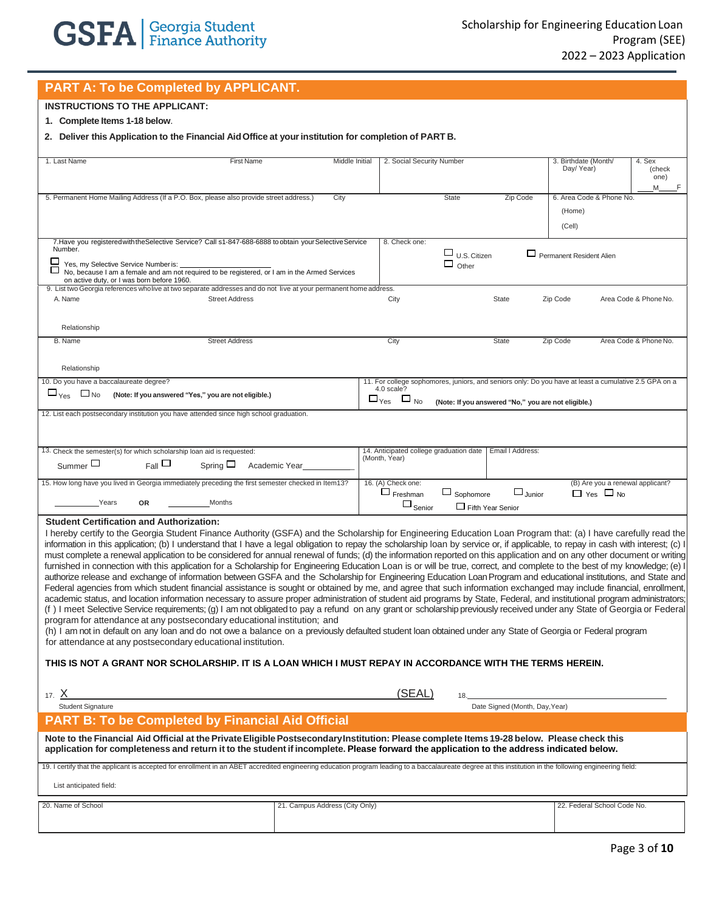GSFA | Georgia Student Finance Authority

Scholarship for Engineering Education Loan Program (SEE)
2022 – 2023 Application

## PART A: To be Completed by APPLICANT.

**INSTRUCTIONS TO THE APPLICANT:**

1. **Complete Items 1-18 below**.
2. **Deliver this Application to the Financial Aid Office at your institution for completion of PART B.**

| 1. Last Name | First Name | Middle Initial | 2. Social Security Number | 3. Birthdate (Month/ Day/ Year) | 4. Sex (check one) ____M ____F |
|---|---|---|---|---|---|
| | | | | | |

| 5. Permanent Home Mailing Address (If a P.O. Box, please also provide street address.) | City | State | Zip Code | 6. Area Code & Phone No. |
|---|---|---|---|---|
| | | | | (Home) |
| | | | | (Cell) |

7. Have you registered with the Selective Service? Call 1-847-688-6888 to obtain your Selective Service Number.

☐ Yes, my Selective Service Number is: ____________________
☐ No, because I am a female and am not required to be registered, or I am in the Armed Services on active duty, or I was born before 1960.

8. Check one:
☐ U.S. Citizen ☐ Permanent Resident Alien
☐ Other

9. List two Georgia references who live at two separate addresses and do not live at your permanent home address.

| | Name | Street Address | City | State | Zip Code | Area Code & Phone No. |
|---|---|---|---|---|---|---|
| A. | | | | | | |
| Relationship | | | | | | |
| B. | | | | | | |
| Relationship | | | | | | |

10. Do you have a baccalaureate degree?
☐ Yes ☐ No **(Note: If you answered "Yes," you are not eligible.)**

11. For college sophomores, juniors, and seniors only: Do you have at least a cumulative 2.5 GPA on a 4.0 scale?
☐ Yes ☐ No **(Note: If you answered "No," you are not eligible.)**

12. List each postsecondary institution you have attended since high school graduation.

13. Check the semester(s) for which scholarship loan aid is requested:
Summer ☐ Fall ☐ Spring ☐ Academic Year__________

14. Anticipated college graduation date (Month, Year)

Email Address:

15. How long have you lived in Georgia immediately preceding the first semester checked in Item13?
__________Years **OR** __________Months

16. (A) Check one:
☐ Freshman ☐ Sophomore ☐ Junior ☐ Senior ☐ Fifth Year Senior

(B) Are you a renewal applicant?
☐ Yes ☐ No

**Student Certification and Authorization:**

I hereby certify to the Georgia Student Finance Authority (GSFA) and the Scholarship for Engineering Education Loan Program that: (a) I have carefully read the information in this application; (b) I understand that I have a legal obligation to repay the scholarship loan by service or, if applicable, to repay in cash with interest; (c) I must complete a renewal application to be considered for annual renewal of funds; (d) the information reported on this application and on any other document or writing furnished in connection with this application for a Scholarship for Engineering Education Loan is or will be true, correct, and complete to the best of my knowledge; (e) I authorize release and exchange of information between GSFA and the Scholarship for Engineering Education Loan Program and educational institutions, and State and Federal agencies from which student financial assistance is sought or obtained by me, and agree that such information exchanged may include financial, enrollment, academic status, and location information necessary to assure proper administration of student aid programs by State, Federal, and institutional program administrators; (f ) I meet Selective Service requirements; (g) I am not obligated to pay a refund on any grant or scholarship previously received under any State of Georgia or Federal program for attendance at any postsecondary educational institution; and
(h) I am not in default on any loan and do not owe a balance on a previously defaulted student loan obtained under any State of Georgia or Federal program for attendance at any postsecondary educational institution.

**THIS IS NOT A GRANT NOR SCHOLARSHIP. IT IS A LOAN WHICH I MUST REPAY IN ACCORDANCE WITH THE TERMS HEREIN.**

17. X ____________________________________________ (SEAL)
Student Signature

18. ____________________________
Date Signed (Month, Day, Year)

## PART B: To be Completed by Financial Aid Official

**Note to the Financial Aid Official at the Private Eligible Postsecondary Institution: Please complete Items 19-28 below. Please check this application for completeness and return it to the student if incomplete. Please forward the application to the address indicated below.**

19. I certify that the applicant is accepted for enrollment in an ABET accredited engineering education program leading to a baccalaureate degree at this institution in the following engineering field:

List anticipated field:

| 20. Name of School | 21. Campus Address (City Only) | 22. Federal School Code No. |
|---|---|---|
| | | |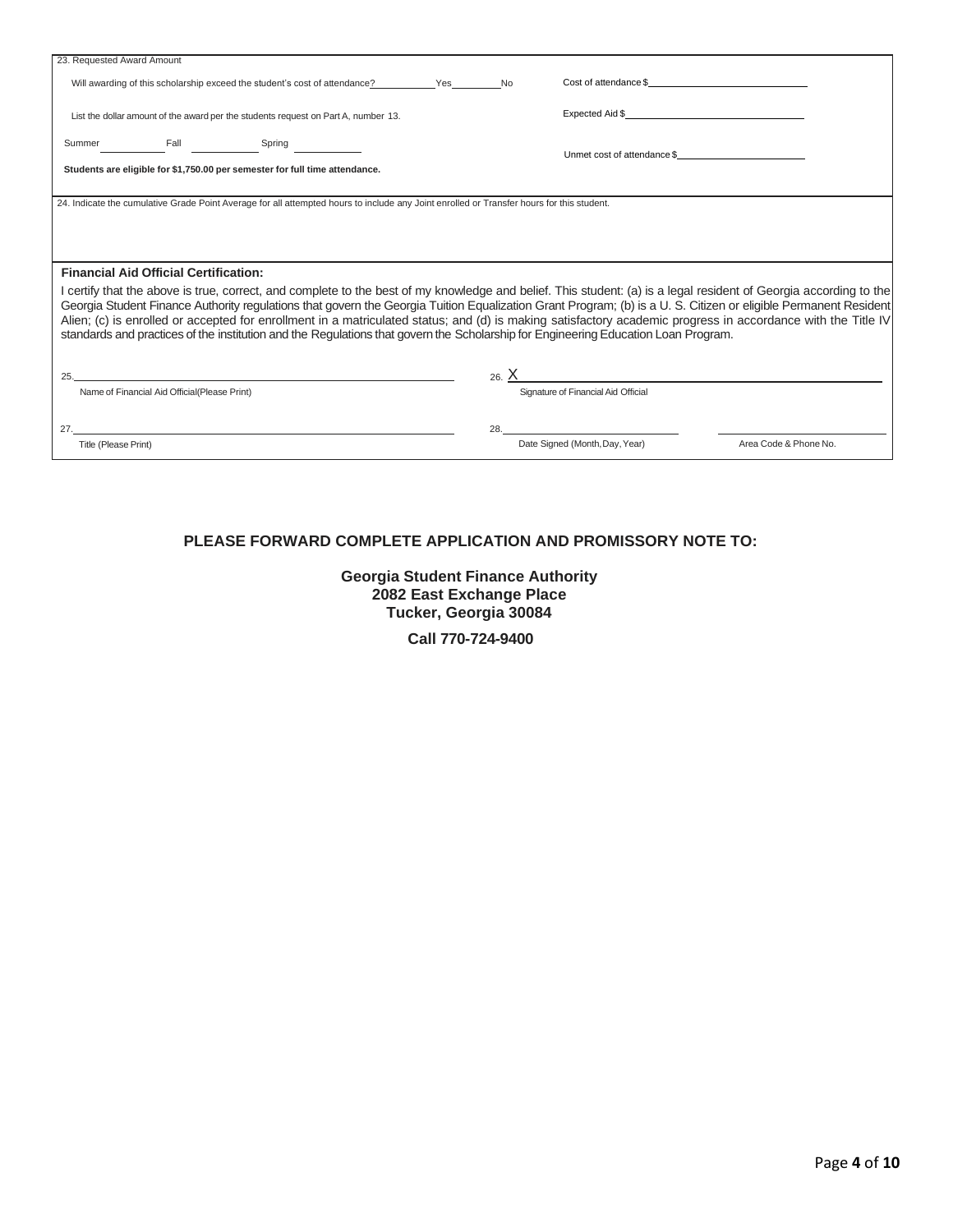23. Requested Award Amount

Will awarding of this scholarship exceed the student's cost of attendance? \_\_\_\_\_\_Yes \_\_\_\_\_\_No

Cost of attendance $\_\_\_\_\_\_\_\_\_\_\_\_\_\_\_\_

List the dollar amount of the award per the students request on Part A, number 13.

Expected Aid $\_\_\_\_\_\_\_\_\_\_\_\_\_\_\_\_

Summer \_\_\_\_\_\_ Fall \_\_\_\_\_\_ Spring \_\_\_\_\_\_

Unmet cost of attendance $\_\_\_\_\_\_\_\_\_\_\_\_\_\_\_\_

**Students are eligible for $1,750.00 per semester for full time attendance.**

24. Indicate the cumulative Grade Point Average for all attempted hours to include any Joint enrolled or Transfer hours for this student.

**Financial Aid Official Certification:**

I certify that the above is true, correct, and complete to the best of my knowledge and belief. This student: (a) is a legal resident of Georgia according to the Georgia Student Finance Authority regulations that govern the Georgia Tuition Equalization Grant Program; (b) is a U. S. Citizen or eligible Permanent Resident Alien; (c) is enrolled or accepted for enrollment in a matriculated status; and (d) is making satisfactory academic progress in accordance with the Title IV standards and practices of the institution and the Regulations that govern the Scholarship for Engineering Education Loan Program.

25. \_\_\_\_\_\_\_\_\_\_\_\_\_\_\_\_\_\_\_\_\_\_\_\_
Name of Financial Aid Official(Please Print)

26. X \_\_\_\_\_\_\_\_\_\_\_\_\_\_\_\_\_\_\_\_\_\_\_\_
Signature of Financial Aid Official

27. \_\_\_\_\_\_\_\_\_\_\_\_\_\_\_\_\_\_\_\_\_\_\_\_
Title (Please Print)

28. \_\_\_\_\_\_\_\_\_\_\_\_\_\_\_\_\_\_\_\_\_\_\_\_
Date Signed (Month, Day, Year)

\_\_\_\_\_\_\_\_\_\_\_\_\_\_\_\_\_\_\_\_\_\_\_\_
Area Code & Phone No.

**PLEASE FORWARD COMPLETE APPLICATION AND PROMISSORY NOTE TO:**

**Georgia Student Finance Authority**
**2082 East Exchange Place**
**Tucker, Georgia 30084**

**Call 770-724-9400**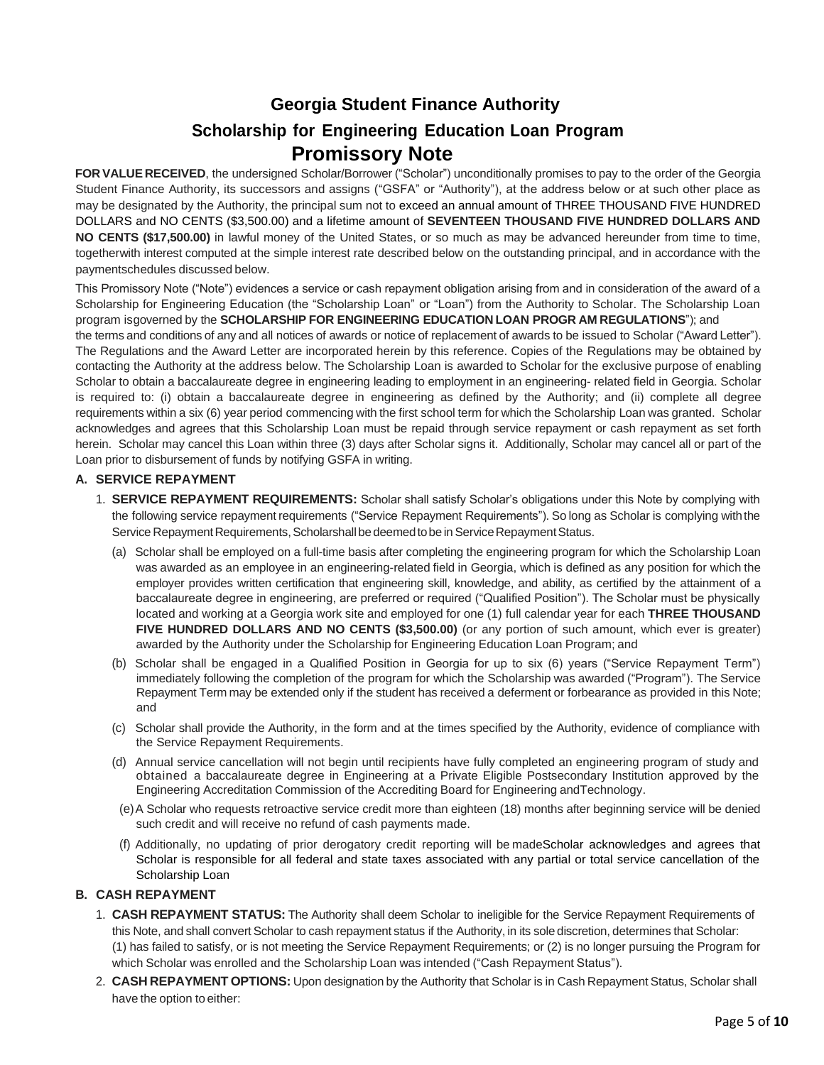# Georgia Student Finance Authority

## Scholarship for Engineering Education Loan Program

# Promissory Note

**FOR VALUE RECEIVED**, the undersigned Scholar/Borrower ("Scholar") unconditionally promises to pay to the order of the Georgia Student Finance Authority, its successors and assigns ("GSFA" or "Authority"), at the address below or at such other place as may be designated by the Authority, the principal sum not to exceed an annual amount of THREE THOUSAND FIVE HUNDRED DOLLARS and NO CENTS ($3,500.00) and a lifetime amount of **SEVENTEEN THOUSAND FIVE HUNDRED DOLLARS AND NO CENTS ($17,500.00)** in lawful money of the United States, or so much as may be advanced hereunder from time to time, togetherwith interest computed at the simple interest rate described below on the outstanding principal, and in accordance with the paymentschedules discussed below.

This Promissory Note ("Note") evidences a service or cash repayment obligation arising from and in consideration of the award of a Scholarship for Engineering Education (the "Scholarship Loan" or "Loan") from the Authority to Scholar. The Scholarship Loan program isgoverned by the **SCHOLARSHIP FOR ENGINEERING EDUCATION LOAN PROGR AM REGULATIONS**"); and the terms and conditions of any and all notices of awards or notice of replacement of awards to be issued to Scholar ("Award Letter"). The Regulations and the Award Letter are incorporated herein by this reference. Copies of the Regulations may be obtained by contacting the Authority at the address below. The Scholarship Loan is awarded to Scholar for the exclusive purpose of enabling Scholar to obtain a baccalaureate degree in engineering leading to employment in an engineering- related field in Georgia. Scholar is required to: (i) obtain a baccalaureate degree in engineering as defined by the Authority; and (ii) complete all degree requirements within a six (6) year period commencing with the first school term for which the Scholarship Loan was granted. Scholar acknowledges and agrees that this Scholarship Loan must be repaid through service repayment or cash repayment as set forth herein. Scholar may cancel this Loan within three (3) days after Scholar signs it. Additionally, Scholar may cancel all or part of the Loan prior to disbursement of funds by notifying GSFA in writing.

### A. SERVICE REPAYMENT

1. **SERVICE REPAYMENT REQUIREMENTS:** Scholar shall satisfy Scholar's obligations under this Note by complying with the following service repayment requirements ("Service Repayment Requirements"). So long as Scholar is complying withthe Service Repayment Requirements, Scholarshall be deemed to be in Service Repayment Status.
   - (a) Scholar shall be employed on a full-time basis after completing the engineering program for which the Scholarship Loan was awarded as an employee in an engineering-related field in Georgia, which is defined as any position for which the employer provides written certification that engineering skill, knowledge, and ability, as certified by the attainment of a baccalaureate degree in engineering, are preferred or required ("Qualified Position"). The Scholar must be physically located and working at a Georgia work site and employed for one (1) full calendar year for each **THREE THOUSAND FIVE HUNDRED DOLLARS AND NO CENTS ($3,500.00)** (or any portion of such amount, which ever is greater) awarded by the Authority under the Scholarship for Engineering Education Loan Program; and
   - (b) Scholar shall be engaged in a Qualified Position in Georgia for up to six (6) years ("Service Repayment Term") immediately following the completion of the program for which the Scholarship was awarded ("Program"). The Service Repayment Term may be extended only if the student has received a deferment or forbearance as provided in this Note; and
   - (c) Scholar shall provide the Authority, in the form and at the times specified by the Authority, evidence of compliance with the Service Repayment Requirements.
   - (d) Annual service cancellation will not begin until recipients have fully completed an engineering program of study and obtained a baccalaureate degree in Engineering at a Private Eligible Postsecondary Institution approved by the Engineering Accreditation Commission of the Accrediting Board for Engineering andTechnology.
   - (e) A Scholar who requests retroactive service credit more than eighteen (18) months after beginning service will be denied such credit and will receive no refund of cash payments made.
   - (f) Additionally, no updating of prior derogatory credit reporting will be madeScholar acknowledges and agrees that Scholar is responsible for all federal and state taxes associated with any partial or total service cancellation of the Scholarship Loan

### B. CASH REPAYMENT

1. **CASH REPAYMENT STATUS:** The Authority shall deem Scholar to ineligible for the Service Repayment Requirements of this Note, and shall convert Scholar to cash repayment status if the Authority, in its sole discretion, determines that Scholar: (1) has failed to satisfy, or is not meeting the Service Repayment Requirements; or (2) is no longer pursuing the Program for which Scholar was enrolled and the Scholarship Loan was intended ("Cash Repayment Status").
2. **CASH REPAYMENT OPTIONS:** Upon designation by the Authority that Scholar is in Cash Repayment Status, Scholar shall have the option to either: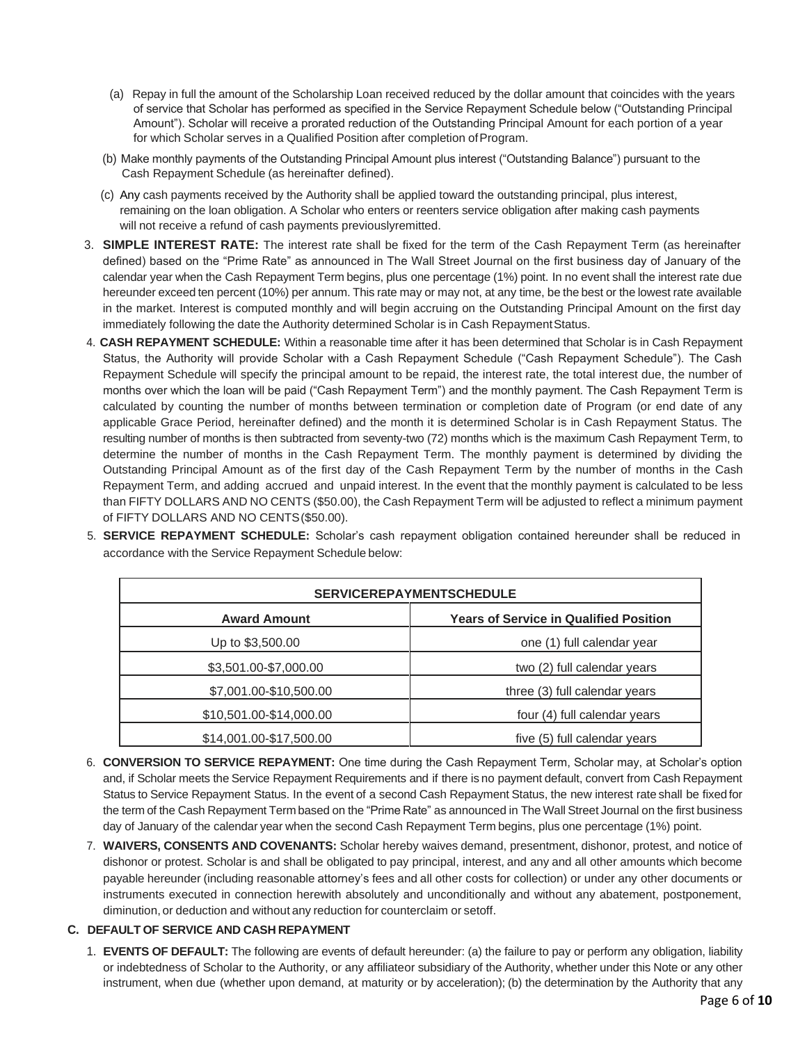(a) Repay in full the amount of the Scholarship Loan received reduced by the dollar amount that coincides with the years of service that Scholar has performed as specified in the Service Repayment Schedule below ("Outstanding Principal Amount"). Scholar will receive a prorated reduction of the Outstanding Principal Amount for each portion of a year for which Scholar serves in a Qualified Position after completion of Program.

(b) Make monthly payments of the Outstanding Principal Amount plus interest ("Outstanding Balance") pursuant to the Cash Repayment Schedule (as hereinafter defined).

(c) Any cash payments received by the Authority shall be applied toward the outstanding principal, plus interest, remaining on the loan obligation. A Scholar who enters or reenters service obligation after making cash payments will not receive a refund of cash payments previously remitted.

3. **SIMPLE INTEREST RATE:** The interest rate shall be fixed for the term of the Cash Repayment Term (as hereinafter defined) based on the "Prime Rate" as announced in The Wall Street Journal on the first business day of January of the calendar year when the Cash Repayment Term begins, plus one percentage (1%) point. In no event shall the interest rate due hereunder exceed ten percent (10%) per annum. This rate may or may not, at any time, be the best or the lowest rate available in the market. Interest is computed monthly and will begin accruing on the Outstanding Principal Amount on the first day immediately following the date the Authority determined Scholar is in Cash Repayment Status.

4. **CASH REPAYMENT SCHEDULE:** Within a reasonable time after it has been determined that Scholar is in Cash Repayment Status, the Authority will provide Scholar with a Cash Repayment Schedule ("Cash Repayment Schedule"). The Cash Repayment Schedule will specify the principal amount to be repaid, the interest rate, the total interest due, the number of months over which the loan will be paid ("Cash Repayment Term") and the monthly payment. The Cash Repayment Term is calculated by counting the number of months between termination or completion date of Program (or end date of any applicable Grace Period, hereinafter defined) and the month it is determined Scholar is in Cash Repayment Status. The resulting number of months is then subtracted from seventy-two (72) months which is the maximum Cash Repayment Term, to determine the number of months in the Cash Repayment Term. The monthly payment is determined by dividing the Outstanding Principal Amount as of the first day of the Cash Repayment Term by the number of months in the Cash Repayment Term, and adding accrued and unpaid interest. In the event that the monthly payment is calculated to be less than FIFTY DOLLARS AND NO CENTS ($50.00), the Cash Repayment Term will be adjusted to reflect a minimum payment of FIFTY DOLLARS AND NO CENTS ($50.00).

5. **SERVICE REPAYMENT SCHEDULE:** Scholar's cash repayment obligation contained hereunder shall be reduced in accordance with the Service Repayment Schedule below:

| **SERVICEREPAYMENTSCHEDULE** | |
|---|---|
| **Award Amount** | **Years of Service in Qualified Position** |
| Up to $3,500.00 | one (1) full calendar year |
| $3,501.00-$7,000.00 | two (2) full calendar years |
| $7,001.00-$10,500.00 | three (3) full calendar years |
| $10,501.00-$14,000.00 | four (4) full calendar years |
| $14,001.00-$17,500.00 | five (5) full calendar years |

6. **CONVERSION TO SERVICE REPAYMENT:** One time during the Cash Repayment Term, Scholar may, at Scholar's option and, if Scholar meets the Service Repayment Requirements and if there is no payment default, convert from Cash Repayment Status to Service Repayment Status. In the event of a second Cash Repayment Status, the new interest rate shall be fixed for the term of the Cash Repayment Term based on the "Prime Rate" as announced in The Wall Street Journal on the first business day of January of the calendar year when the second Cash Repayment Term begins, plus one percentage (1%) point.

7. **WAIVERS, CONSENTS AND COVENANTS:** Scholar hereby waives demand, presentment, dishonor, protest, and notice of dishonor or protest. Scholar is and shall be obligated to pay principal, interest, and any and all other amounts which become payable hereunder (including reasonable attorney's fees and all other costs for collection) or under any other documents or instruments executed in connection herewith absolutely and unconditionally and without any abatement, postponement, diminution, or deduction and without any reduction for counterclaim or setoff.

### C. DEFAULT OF SERVICE AND CASH REPAYMENT

1. **EVENTS OF DEFAULT:** The following are events of default hereunder: (a) the failure to pay or perform any obligation, liability or indebtedness of Scholar to the Authority, or any affiliateor subsidiary of the Authority, whether under this Note or any other instrument, when due (whether upon demand, at maturity or by acceleration); (b) the determination by the Authority that any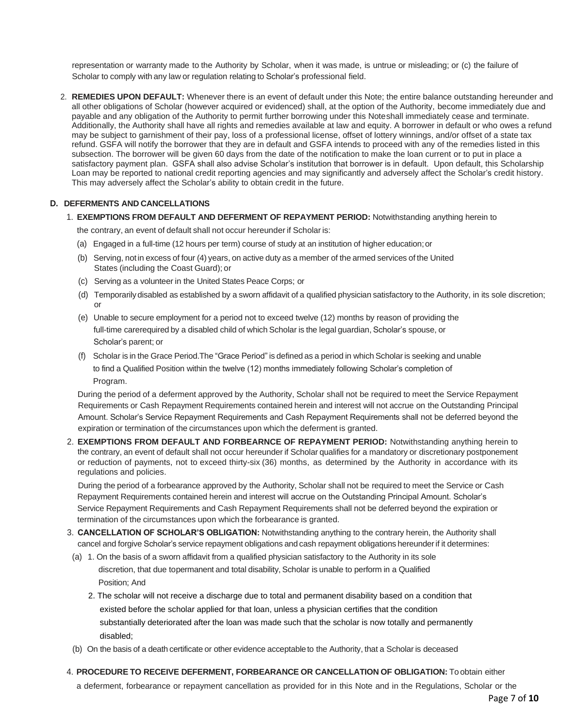representation or warranty made to the Authority by Scholar, when it was made, is untrue or misleading; or (c) the failure of Scholar to comply with any law or regulation relating to Scholar's professional field.

2. **REMEDIES UPON DEFAULT:** Whenever there is an event of default under this Note; the entire balance outstanding hereunder and all other obligations of Scholar (however acquired or evidenced) shall, at the option of the Authority, become immediately due and payable and any obligation of the Authority to permit further borrowing under this Noteshall immediately cease and terminate. Additionally, the Authority shall have all rights and remedies available at law and equity. A borrower in default or who owes a refund may be subject to garnishment of their pay, loss of a professional license, offset of lottery winnings, and/or offset of a state tax refund. GSFA will notify the borrower that they are in default and GSFA intends to proceed with any of the remedies listed in this subsection. The borrower will be given 60 days from the date of the notification to make the loan current or to put in place a satisfactory payment plan. GSFA shall also advise Scholar's institution that borrower is in default. Upon default, this Scholarship Loan may be reported to national credit reporting agencies and may significantly and adversely affect the Scholar's credit history. This may adversely affect the Scholar's ability to obtain credit in the future.

### D. DEFERMENTS AND CANCELLATIONS

1. **EXEMPTIONS FROM DEFAULT AND DEFERMENT OF REPAYMENT PERIOD:** Notwithstanding anything herein to the contrary, an event of default shall not occur hereunder if Scholar is:

   (a) Engaged in a full-time (12 hours per term) course of study at an institution of higher education; or

   (b) Serving, not in excess of four (4) years, on active duty as a member of the armed services of the United States (including the Coast Guard); or

   (c) Serving as a volunteer in the United States Peace Corps; or

   (d) Temporarily disabled as established by a sworn affidavit of a qualified physician satisfactory to the Authority, in its sole discretion; or

   (e) Unable to secure employment for a period not to exceed twelve (12) months by reason of providing the full-time carerequired by a disabled child of which Scholar is the legal guardian, Scholar's spouse, or Scholar's parent; or

   (f) Scholar is in the Grace Period.The "Grace Period" is defined as a period in which Scholar is seeking and unable to find a Qualified Position within the twelve (12) months immediately following Scholar's completion of Program.

   During the period of a deferment approved by the Authority, Scholar shall not be required to meet the Service Repayment Requirements or Cash Repayment Requirements contained herein and interest will not accrue on the Outstanding Principal Amount. Scholar's Service Repayment Requirements and Cash Repayment Requirements shall not be deferred beyond the expiration or termination of the circumstances upon which the deferment is granted.

2. **EXEMPTIONS FROM DEFAULT AND FORBEARNCE OF REPAYMENT PERIOD:** Notwithstanding anything herein to the contrary, an event of default shall not occur hereunder if Scholar qualifies for a mandatory or discretionary postponement or reduction of payments, not to exceed thirty-six (36) months, as determined by the Authority in accordance with its regulations and policies.

   During the period of a forbearance approved by the Authority, Scholar shall not be required to meet the Service or Cash Repayment Requirements contained herein and interest will accrue on the Outstanding Principal Amount. Scholar's Service Repayment Requirements and Cash Repayment Requirements shall not be deferred beyond the expiration or termination of the circumstances upon which the forbearance is granted.

3. **CANCELLATION OF SCHOLAR'S OBLIGATION:** Notwithstanding anything to the contrary herein, the Authority shall cancel and forgive Scholar's service repayment obligations and cash repayment obligations hereunder if it determines:

   (a) 1. On the basis of a sworn affidavit from a qualified physician satisfactory to the Authority in its sole discretion, that due topermanent and total disability, Scholar is unable to perform in a Qualified Position; And

   2. The scholar will not receive a discharge due to total and permanent disability based on a condition that existed before the scholar applied for that loan, unless a physician certifies that the condition substantially deteriorated after the loan was made such that the scholar is now totally and permanently disabled;

   (b) On the basis of a death certificate or other evidence acceptable to the Authority, that a Scholar is deceased

4. **PROCEDURE TO RECEIVE DEFERMENT, FORBEARANCE OR CANCELLATION OF OBLIGATION:** To obtain either a deferment, forbearance or repayment cancellation as provided for in this Note and in the Regulations, Scholar or the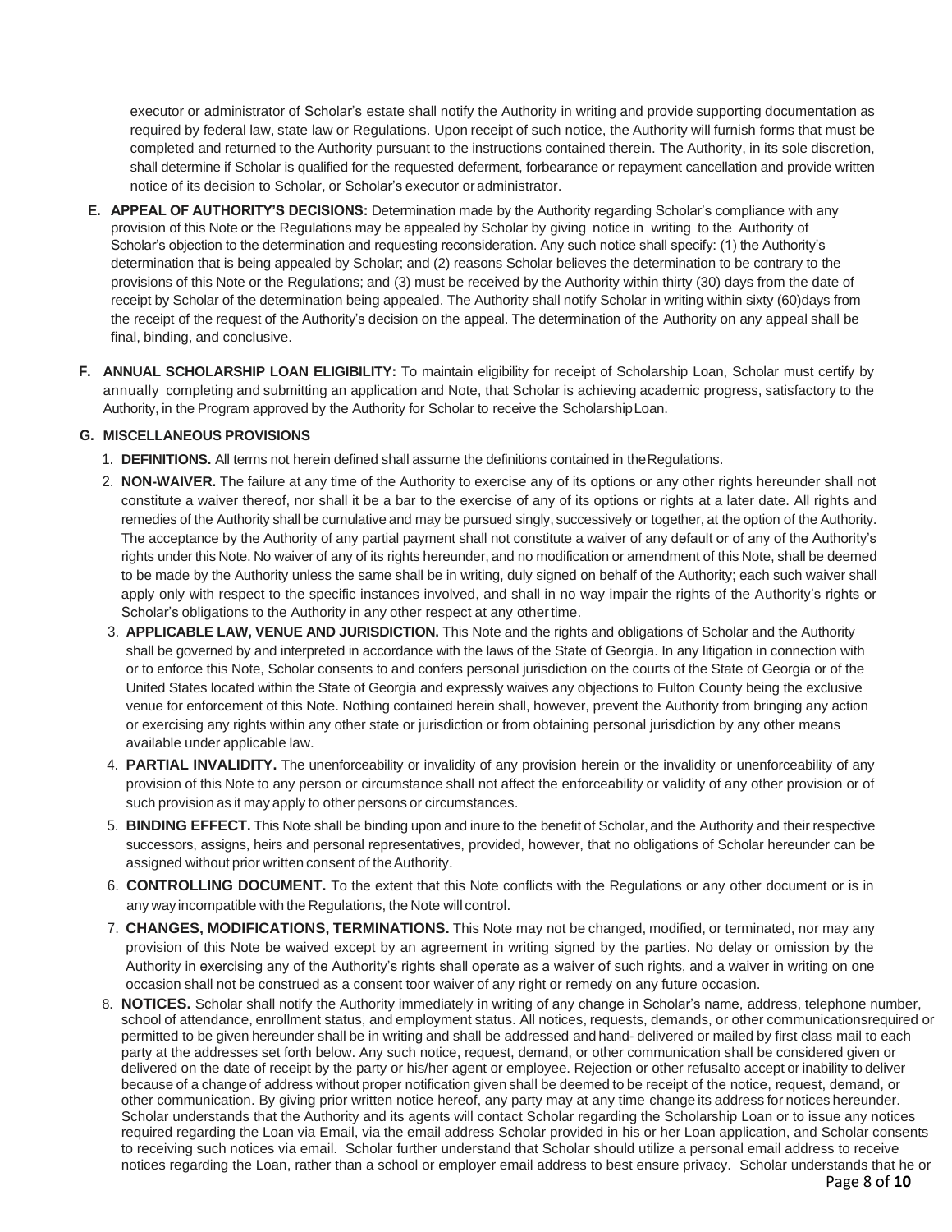executor or administrator of Scholar's estate shall notify the Authority in writing and provide supporting documentation as required by federal law, state law or Regulations. Upon receipt of such notice, the Authority will furnish forms that must be completed and returned to the Authority pursuant to the instructions contained therein. The Authority, in its sole discretion, shall determine if Scholar is qualified for the requested deferment, forbearance or repayment cancellation and provide written notice of its decision to Scholar, or Scholar's executor or administrator.

**E. APPEAL OF AUTHORITY'S DECISIONS:** Determination made by the Authority regarding Scholar's compliance with any provision of this Note or the Regulations may be appealed by Scholar by giving notice in writing to the Authority of Scholar's objection to the determination and requesting reconsideration. Any such notice shall specify: (1) the Authority's determination that is being appealed by Scholar; and (2) reasons Scholar believes the determination to be contrary to the provisions of this Note or the Regulations; and (3) must be received by the Authority within thirty (30) days from the date of receipt by Scholar of the determination being appealed. The Authority shall notify Scholar in writing within sixty (60)days from the receipt of the request of the Authority's decision on the appeal. The determination of the Authority on any appeal shall be final, binding, and conclusive.

**F. ANNUAL SCHOLARSHIP LOAN ELIGIBILITY:** To maintain eligibility for receipt of Scholarship Loan, Scholar must certify by annually completing and submitting an application and Note, that Scholar is achieving academic progress, satisfactory to the Authority, in the Program approved by the Authority for Scholar to receive the ScholarshipLoan.

**G. MISCELLANEOUS PROVISIONS**

1. **DEFINITIONS.** All terms not herein defined shall assume the definitions contained in theRegulations.
2. **NON-WAIVER.** The failure at any time of the Authority to exercise any of its options or any other rights hereunder shall not constitute a waiver thereof, nor shall it be a bar to the exercise of any of its options or rights at a later date. All rights and remedies of the Authority shall be cumulative and may be pursued singly, successively or together, at the option of the Authority. The acceptance by the Authority of any partial payment shall not constitute a waiver of any default or of any of the Authority's rights under this Note. No waiver of any of its rights hereunder, and no modification or amendment of this Note, shall be deemed to be made by the Authority unless the same shall be in writing, duly signed on behalf of the Authority; each such waiver shall apply only with respect to the specific instances involved, and shall in no way impair the rights of the Authority's rights or Scholar's obligations to the Authority in any other respect at any othertime.
3. **APPLICABLE LAW, VENUE AND JURISDICTION.** This Note and the rights and obligations of Scholar and the Authority shall be governed by and interpreted in accordance with the laws of the State of Georgia. In any litigation in connection with or to enforce this Note, Scholar consents to and confers personal jurisdiction on the courts of the State of Georgia or of the United States located within the State of Georgia and expressly waives any objections to Fulton County being the exclusive venue for enforcement of this Note. Nothing contained herein shall, however, prevent the Authority from bringing any action or exercising any rights within any other state or jurisdiction or from obtaining personal jurisdiction by any other means available under applicable law.
4. **PARTIAL INVALIDITY.** The unenforceability or invalidity of any provision herein or the invalidity or unenforceability of any provision of this Note to any person or circumstance shall not affect the enforceability or validity of any other provision or of such provision as it may apply to other persons or circumstances.
5. **BINDING EFFECT.** This Note shall be binding upon and inure to the benefit of Scholar, and the Authority and their respective successors, assigns, heirs and personal representatives, provided, however, that no obligations of Scholar hereunder can be assigned without prior written consent of theAuthority.
6. **CONTROLLING DOCUMENT.** To the extent that this Note conflicts with the Regulations or any other document or is in any way incompatible with the Regulations, the Note will control.
7. **CHANGES, MODIFICATIONS, TERMINATIONS.** This Note may not be changed, modified, or terminated, nor may any provision of this Note be waived except by an agreement in writing signed by the parties. No delay or omission by the Authority in exercising any of the Authority's rights shall operate as a waiver of such rights, and a waiver in writing on one occasion shall not be construed as a consent toor waiver of any right or remedy on any future occasion.
8. **NOTICES.** Scholar shall notify the Authority immediately in writing of any change in Scholar's name, address, telephone number, school of attendance, enrollment status, and employment status. All notices, requests, demands, or other communicationsrequired or permitted to be given hereunder shall be in writing and shall be addressed and hand- delivered or mailed by first class mail to each party at the addresses set forth below. Any such notice, request, demand, or other communication shall be considered given or delivered on the date of receipt by the party or his/her agent or employee. Rejection or other refusalto accept or inability to deliver because of a change of address without proper notification given shall be deemed to be receipt of the notice, request, demand, or other communication. By giving prior written notice hereof, any party may at any time change its address for notices hereunder. Scholar understands that the Authority and its agents will contact Scholar regarding the Scholarship Loan or to issue any notices required regarding the Loan via Email, via the email address Scholar provided in his or her Loan application, and Scholar consents to receiving such notices via email. Scholar further understand that Scholar should utilize a personal email address to receive notices regarding the Loan, rather than a school or employer email address to best ensure privacy. Scholar understands that he or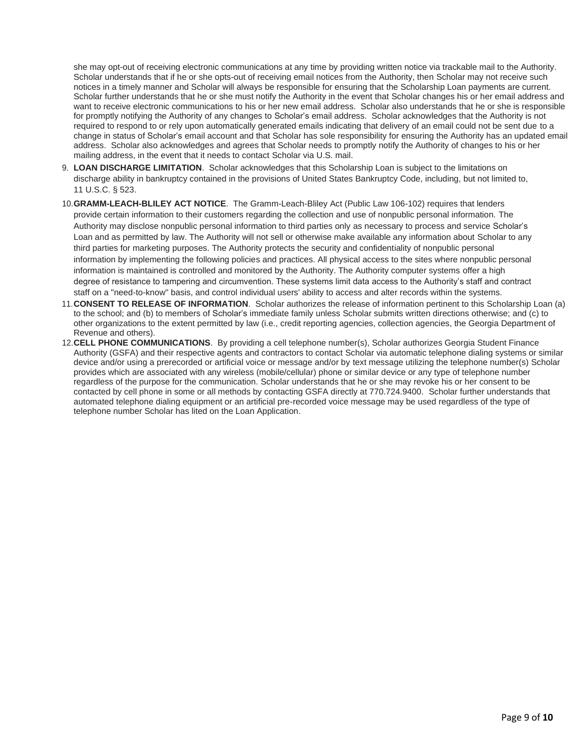she may opt-out of receiving electronic communications at any time by providing written notice via trackable mail to the Authority. Scholar understands that if he or she opts-out of receiving email notices from the Authority, then Scholar may not receive such notices in a timely manner and Scholar will always be responsible for ensuring that the Scholarship Loan payments are current. Scholar further understands that he or she must notify the Authority in the event that Scholar changes his or her email address and want to receive electronic communications to his or her new email address. Scholar also understands that he or she is responsible for promptly notifying the Authority of any changes to Scholar's email address. Scholar acknowledges that the Authority is not required to respond to or rely upon automatically generated emails indicating that delivery of an email could not be sent due to a change in status of Scholar's email account and that Scholar has sole responsibility for ensuring the Authority has an updated email address. Scholar also acknowledges and agrees that Scholar needs to promptly notify the Authority of changes to his or her mailing address, in the event that it needs to contact Scholar via U.S. mail.

9. **LOAN DISCHARGE LIMITATION**. Scholar acknowledges that this Scholarship Loan is subject to the limitations on discharge ability in bankruptcy contained in the provisions of United States Bankruptcy Code, including, but not limited to, 11 U.S.C. § 523.
10. **GRAMM-LEACH-BLILEY ACT NOTICE**. The Gramm-Leach-Bliley Act (Public Law 106-102) requires that lenders provide certain information to their customers regarding the collection and use of nonpublic personal information. The Authority may disclose nonpublic personal information to third parties only as necessary to process and service Scholar's Loan and as permitted by law. The Authority will not sell or otherwise make available any information about Scholar to any third parties for marketing purposes. The Authority protects the security and confidentiality of nonpublic personal information by implementing the following policies and practices. All physical access to the sites where nonpublic personal information is maintained is controlled and monitored by the Authority. The Authority computer systems offer a high degree of resistance to tampering and circumvention. These systems limit data access to the Authority's staff and contract staff on a "need-to-know" basis, and control individual users' ability to access and alter records within the systems.
11. **CONSENT TO RELEASE OF INFORMATION**. Scholar authorizes the release of information pertinent to this Scholarship Loan (a) to the school; and (b) to members of Scholar's immediate family unless Scholar submits written directions otherwise; and (c) to other organizations to the extent permitted by law (i.e., credit reporting agencies, collection agencies, the Georgia Department of Revenue and others).
12. **CELL PHONE COMMUNICATIONS**. By providing a cell telephone number(s), Scholar authorizes Georgia Student Finance Authority (GSFA) and their respective agents and contractors to contact Scholar via automatic telephone dialing systems or similar device and/or using a prerecorded or artificial voice or message and/or by text message utilizing the telephone number(s) Scholar provides which are associated with any wireless (mobile/cellular) phone or similar device or any type of telephone number regardless of the purpose for the communication. Scholar understands that he or she may revoke his or her consent to be contacted by cell phone in some or all methods by contacting GSFA directly at 770.724.9400. Scholar further understands that automated telephone dialing equipment or an artificial pre-recorded voice message may be used regardless of the type of telephone number Scholar has lited on the Loan Application.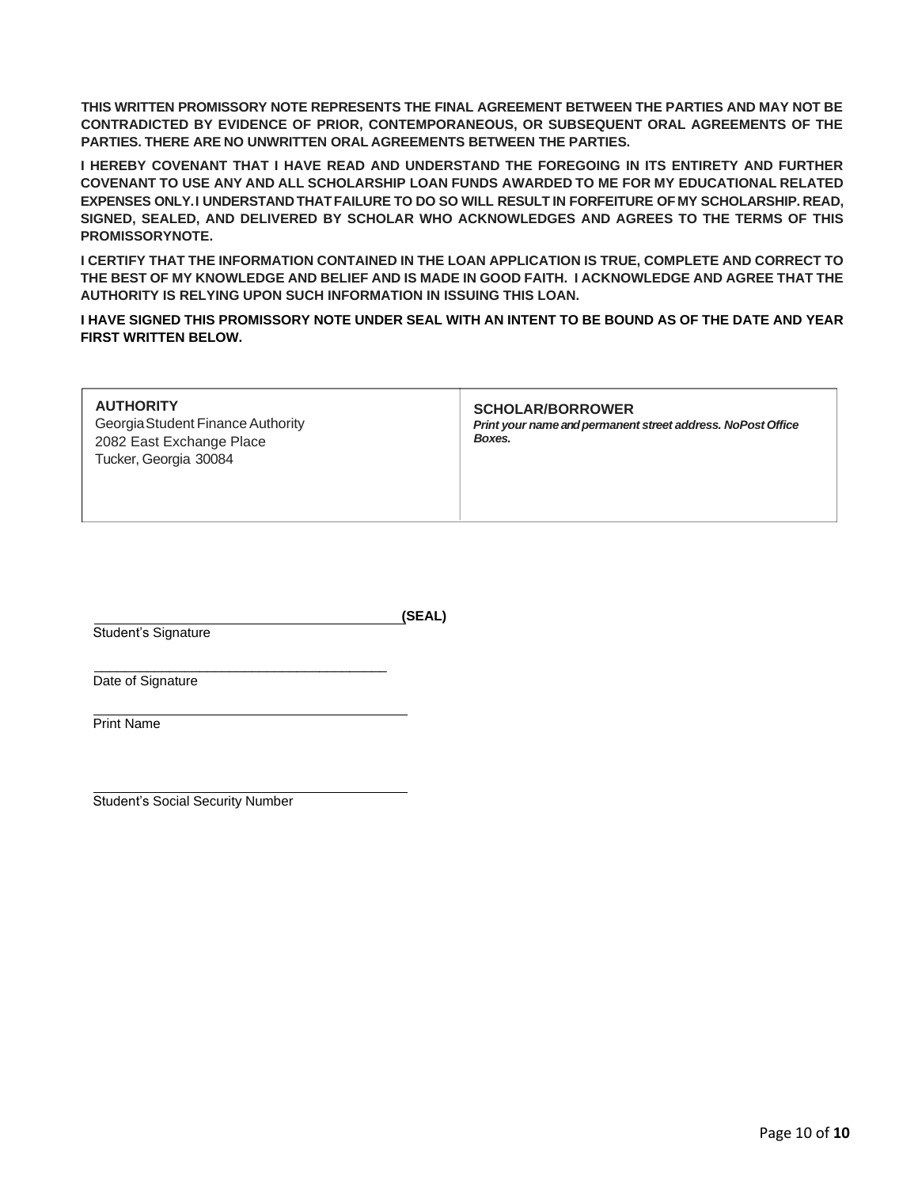**THIS WRITTEN PROMISSORY NOTE REPRESENTS THE FINAL AGREEMENT BETWEEN THE PARTIES AND MAY NOT BE CONTRADICTED BY EVIDENCE OF PRIOR, CONTEMPORANEOUS, OR SUBSEQUENT ORAL AGREEMENTS OF THE PARTIES. THERE ARE NO UNWRITTEN ORAL AGREEMENTS BETWEEN THE PARTIES.**

**I HEREBY COVENANT THAT I HAVE READ AND UNDERSTAND THE FOREGOING IN ITS ENTIRETY AND FURTHER COVENANT TO USE ANY AND ALL SCHOLARSHIP LOAN FUNDS AWARDED TO ME FOR MY EDUCATIONAL RELATED EXPENSES ONLY. I UNDERSTAND THAT FAILURE TO DO SO WILL RESULT IN FORFEITURE OF MY SCHOLARSHIP. READ, SIGNED, SEALED, AND DELIVERED BY SCHOLAR WHO ACKNOWLEDGES AND AGREES TO THE TERMS OF THIS PROMISSORYNOTE.**

**I CERTIFY THAT THE INFORMATION CONTAINED IN THE LOAN APPLICATION IS TRUE, COMPLETE AND CORRECT TO THE BEST OF MY KNOWLEDGE AND BELIEF AND IS MADE IN GOOD FAITH. I ACKNOWLEDGE AND AGREE THAT THE AUTHORITY IS RELYING UPON SUCH INFORMATION IN ISSUING THIS LOAN.**

**I HAVE SIGNED THIS PROMISSORY NOTE UNDER SEAL WITH AN INTENT TO BE BOUND AS OF THE DATE AND YEAR FIRST WRITTEN BELOW.**

| **AUTHORITY**<br>Georgia Student Finance Authority<br>2082 East Exchange Place<br>Tucker, Georgia 30084 | **SCHOLAR/BORROWER**<br>***Print your name and permanent street address. NoPost Office Boxes.*** |
|---|---|

\_\_\_\_\_\_\_\_\_\_\_\_\_\_\_\_\_\_\_\_\_\_\_\_\_\_\_\_\_\_\_\_\_\_\_\_\_\_\_\_**(SEAL)**
Student's Signature

\_\_\_\_\_\_\_\_\_\_\_\_\_\_\_\_\_\_\_\_\_\_\_\_\_\_\_\_\_\_\_\_\_\_\_\_\_\_\_\_
Date of Signature

\_\_\_\_\_\_\_\_\_\_\_\_\_\_\_\_\_\_\_\_\_\_\_\_\_\_\_\_\_\_\_\_\_\_\_\_\_\_\_\_
Print Name

\_\_\_\_\_\_\_\_\_\_\_\_\_\_\_\_\_\_\_\_\_\_\_\_\_\_\_\_\_\_\_\_\_\_\_\_\_\_\_\_
Student's Social Security Number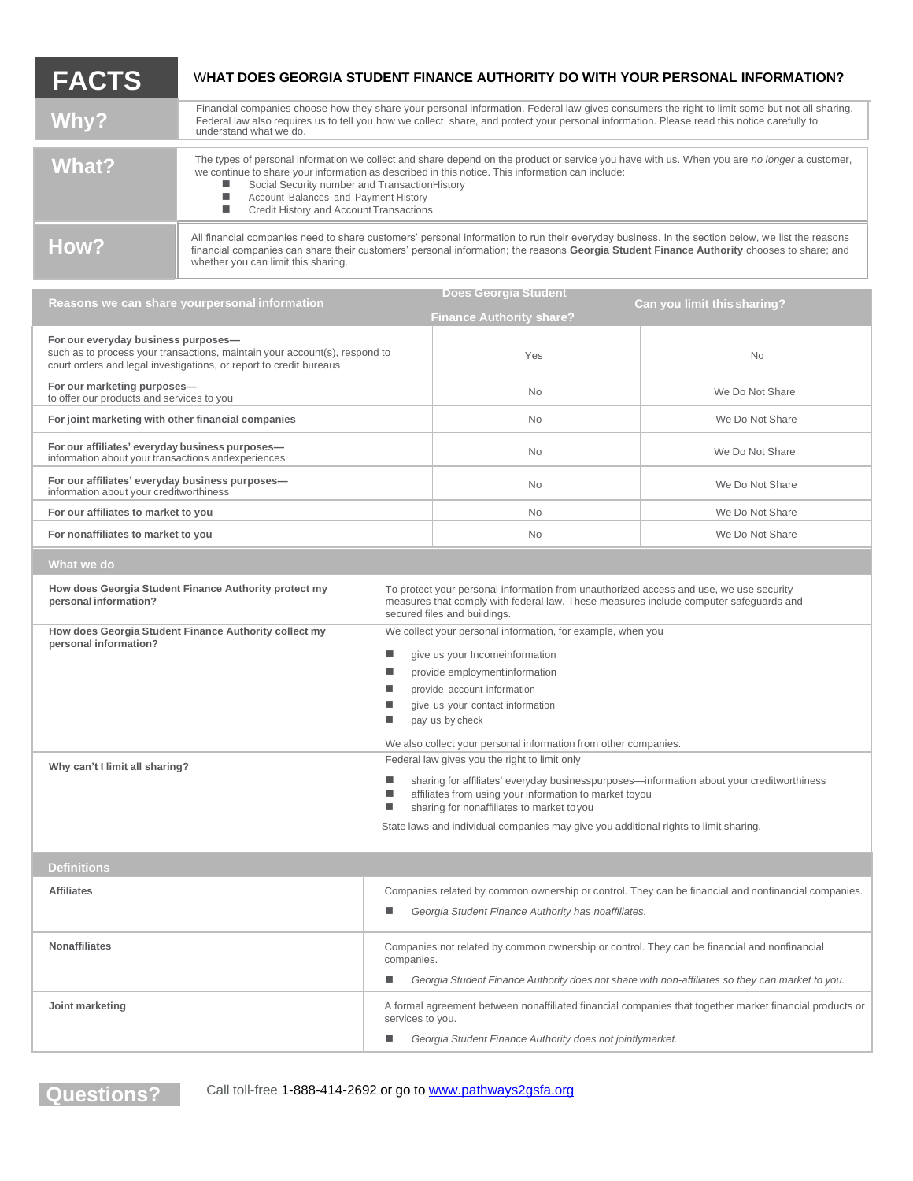| FACTS | WHAT DOES GEORGIA STUDENT FINANCE AUTHORITY DO WITH YOUR PERSONAL INFORMATION? |
|---|---|
| **Why?** | Financial companies choose how they share your personal information. Federal law gives consumers the right to limit some but not all sharing. Federal law also requires us to tell you how we collect, share, and protect your personal information. Please read this notice carefully to understand what we do. |
| **What?** | The types of personal information we collect and share depend on the product or service you have with us. When you are *no longer* a customer, we continue to share your information as described in this notice. This information can include:<br>■ Social Security number and TransactionHistory<br>■ Account Balances and Payment History<br>■ Credit History and Account Transactions |
| **How?** | All financial companies need to share customers' personal information to run their everyday business. In the section below, we list the reasons financial companies can share their customers' personal information; the reasons **Georgia Student Finance Authority** chooses to share; and whether you can limit this sharing. |

| Reasons we can share yourpersonal information | Does Georgia Student Finance Authority share? | Can you limit this sharing? |
|---|---|---|
| **For our everyday business purposes—** such as to process your transactions, maintain your account(s), respond to court orders and legal investigations, or report to credit bureaus | Yes | No |
| **For our marketing purposes—** to offer our products and services to you | No | We Do Not Share |
| **For joint marketing with other financial companies** | No | We Do Not Share |
| **For our affiliates' everyday business purposes—** information about your transactions andexperiences | No | We Do Not Share |
| **For our affiliates' everyday business purposes—** information about your creditworthiness | No | We Do Not Share |
| **For our affiliates to market to you** | No | We Do Not Share |
| **For nonaffiliates to market to you** | No | We Do Not Share |

| What we do | |
|---|---|
| **How does Georgia Student Finance Authority protect my personal information?** | To protect your personal information from unauthorized access and use, we use security measures that comply with federal law. These measures include computer safeguards and secured files and buildings. |
| **How does Georgia Student Finance Authority collect my personal information?** | We collect your personal information, for example, when you<br>■ give us your Incomeinformation<br>■ provide employmentinformation<br>■ provide account information<br>■ give us your contact information<br>■ pay us by check<br>We also collect your personal information from other companies. |
| **Why can't I limit all sharing?** | Federal law gives you the right to limit only<br>■ sharing for affiliates' everyday businesspurposes—information about your creditworthiness<br>■ affiliates from using your information to market toyou<br>■ sharing for nonaffiliates to market toyou<br>State laws and individual companies may give you additional rights to limit sharing. |

| Definitions | |
|---|---|
| **Affiliates** | Companies related by common ownership or control. They can be financial and nonfinancial companies.<br>■ *Georgia Student Finance Authority has noaffiliates.* |
| **Nonaffiliates** | Companies not related by common ownership or control. They can be financial and nonfinancial companies.<br>■ *Georgia Student Finance Authority does not share with non-affiliates so they can market to you.* |
| **Joint marketing** | A formal agreement between nonaffiliated financial companies that together market financial products or services to you.<br>■ *Georgia Student Finance Authority does not jointlymarket.* |

**Questions?** Call toll-free 1-888-414-2692 or go to [www.pathways2gsfa.org](www.pathways2gsfa.org)